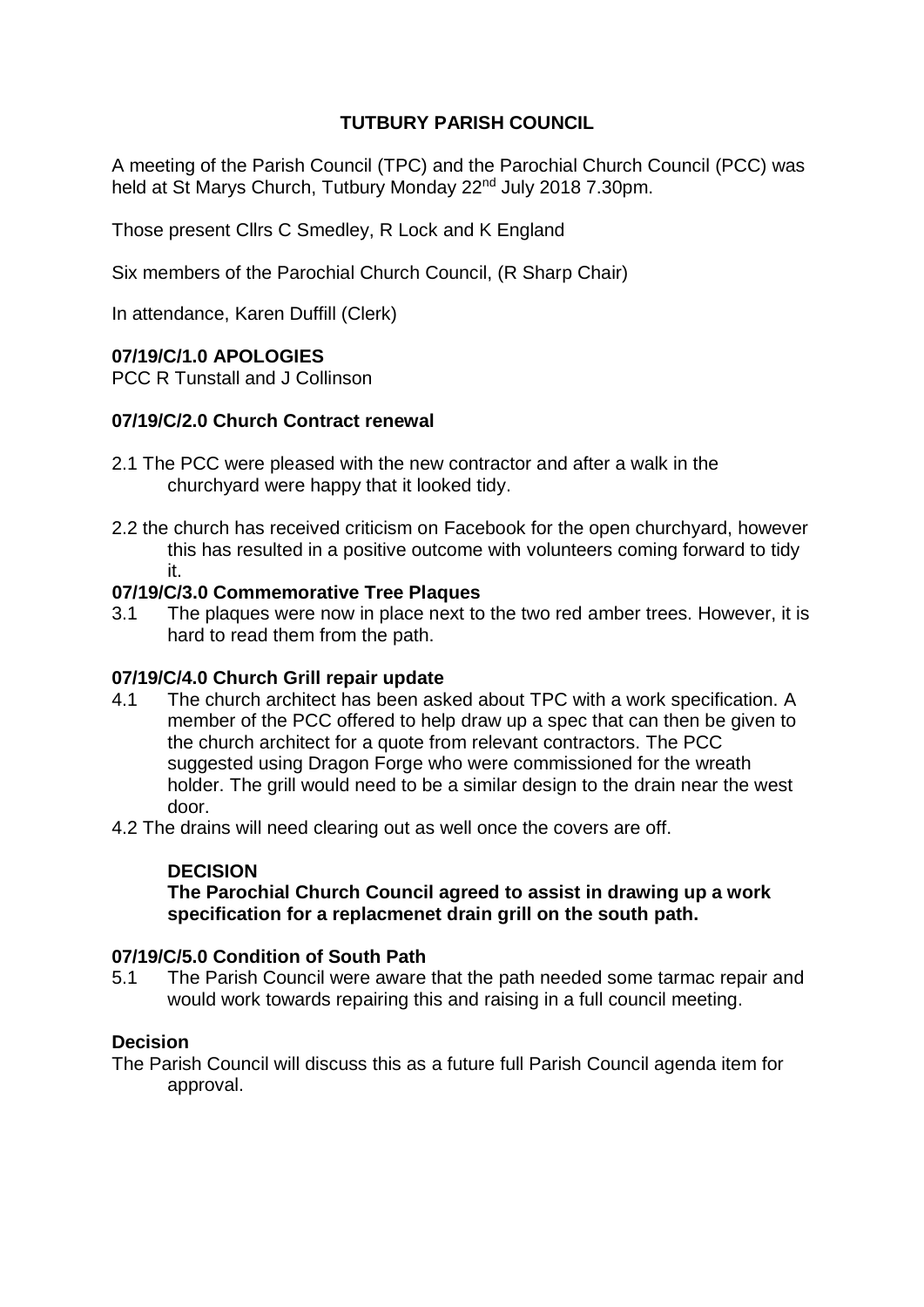# TUTBURY PARISH COUNCIL

A meeting of the Parish Council (TPC) and the Parochial Church Council (PCC) was held at St Marys Church, Tutbury Monday 22nd July 2018 7.30pm.

Those present Cllrs C Smedley, R Lock and K England

Six members of the Parochial Church Council, (R Sharp Chair)

In attendance, Karen Duffill (Clerk)

## 07/19/C/1.0 APOLOGIES

PCC R Tunstall and J Collinson

## 07/19/C/2.0 Church Contract renewal

2.1 The PCC were pleased with the new contractor and after a walk in the churchyard were happy that it looked tidy.

2.2 the church has received criticism on Facebook for the open churchyard, however this has resulted in a positive outcome with volunteers coming forward to tidy it.

## 07/19/C/3.0 Commemorative Tree Plaques

3.1 The plaques were now in place next to the two red amber trees. However, it is hard to read them from the path.

## 07/19/C/4.0 Church Grill repair update

4.1 The church architect has been asked about TPC with a work specification. A member of the PCC offered to help draw up a spec that can then be given to the church architect for a quote from relevant contractors. The PCC suggested using Dragon Forge who were commissioned for the wreath holder. The grill would need to be a similar design to the drain near the west door.

4.2 The drains will need clearing out as well once the covers are off.

**DECISION**

**The Parochial Church Council agreed to assist in drawing up a work specification for a replacmenet drain grill on the south path.**

## 07/19/C/5.0 Condition of South Path

5.1 The Parish Council were aware that the path needed some tarmac repair and would work towards repairing this and raising in a full council meeting.

**Decision**

The Parish Council will discuss this as a future full Parish Council agenda item for approval.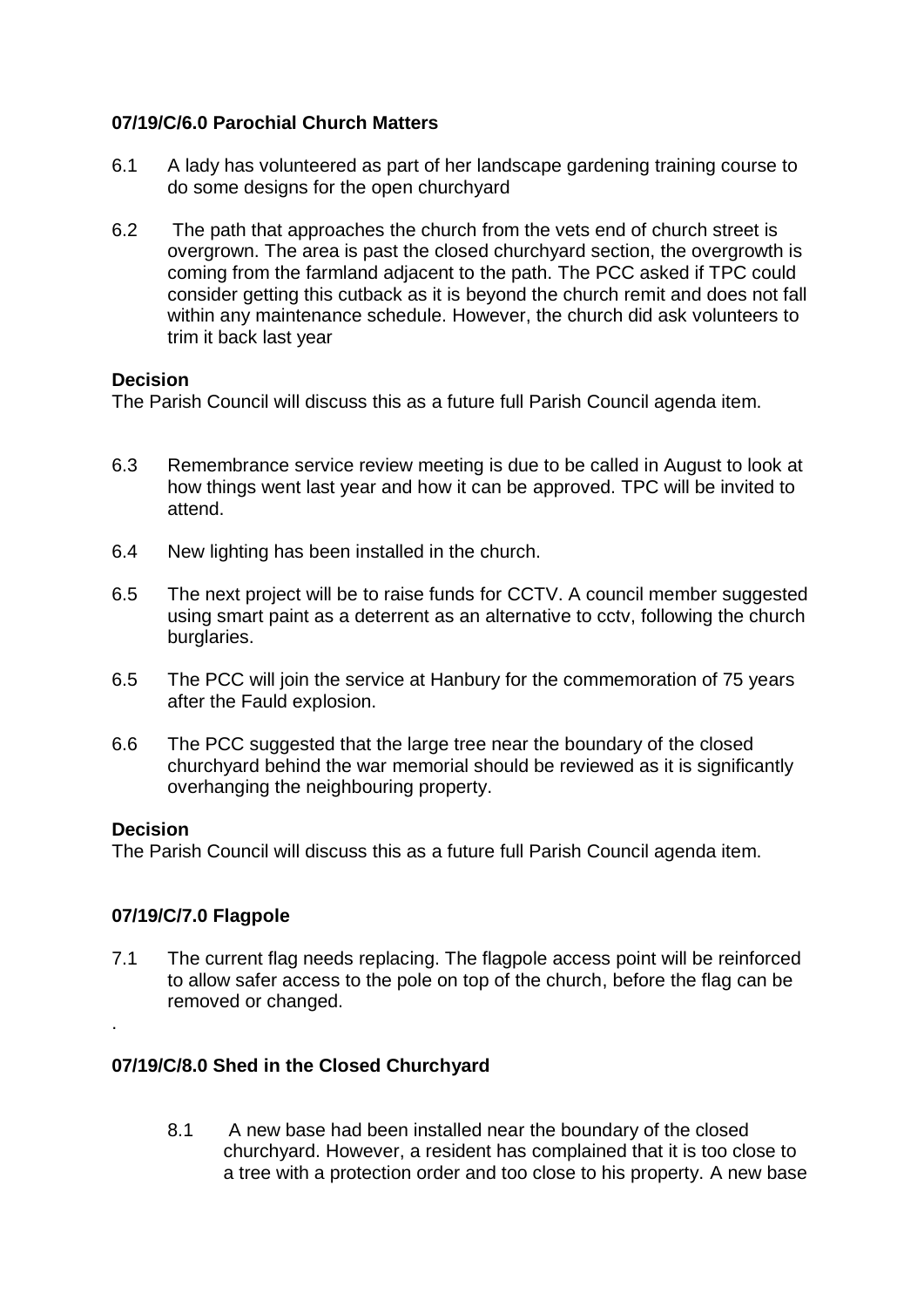**07/19/C/6.0 Parochial Church Matters**

6.1 A lady has volunteered as part of her landscape gardening training course to do some designs for the open churchyard

6.2 The path that approaches the church from the vets end of church street is overgrown. The area is past the closed churchyard section, the overgrowth is coming from the farmland adjacent to the path. The PCC asked if TPC could consider getting this cutback as it is beyond the church remit and does not fall within any maintenance schedule. However, the church did ask volunteers to trim it back last year

**Decision**
The Parish Council will discuss this as a future full Parish Council agenda item.

6.3 Remembrance service review meeting is due to be called in August to look at how things went last year and how it can be approved. TPC will be invited to attend.

6.4 New lighting has been installed in the church.

6.5 The next project will be to raise funds for CCTV. A council member suggested using smart paint as a deterrent as an alternative to cctv, following the church burglaries.

6.5 The PCC will join the service at Hanbury for the commemoration of 75 years after the Fauld explosion.

6.6 The PCC suggested that the large tree near the boundary of the closed churchyard behind the war memorial should be reviewed as it is significantly overhanging the neighbouring property.

**Decision**
The Parish Council will discuss this as a future full Parish Council agenda item.

**07/19/C/7.0 Flagpole**

7.1 The current flag needs replacing. The flagpole access point will be reinforced to allow safer access to the pole on top of the church, before the flag can be removed or changed.

.

**07/19/C/8.0 Shed in the Closed Churchyard**

8.1 A new base had been installed near the boundary of the closed churchyard. However, a resident has complained that it is too close to a tree with a protection order and too close to his property. A new base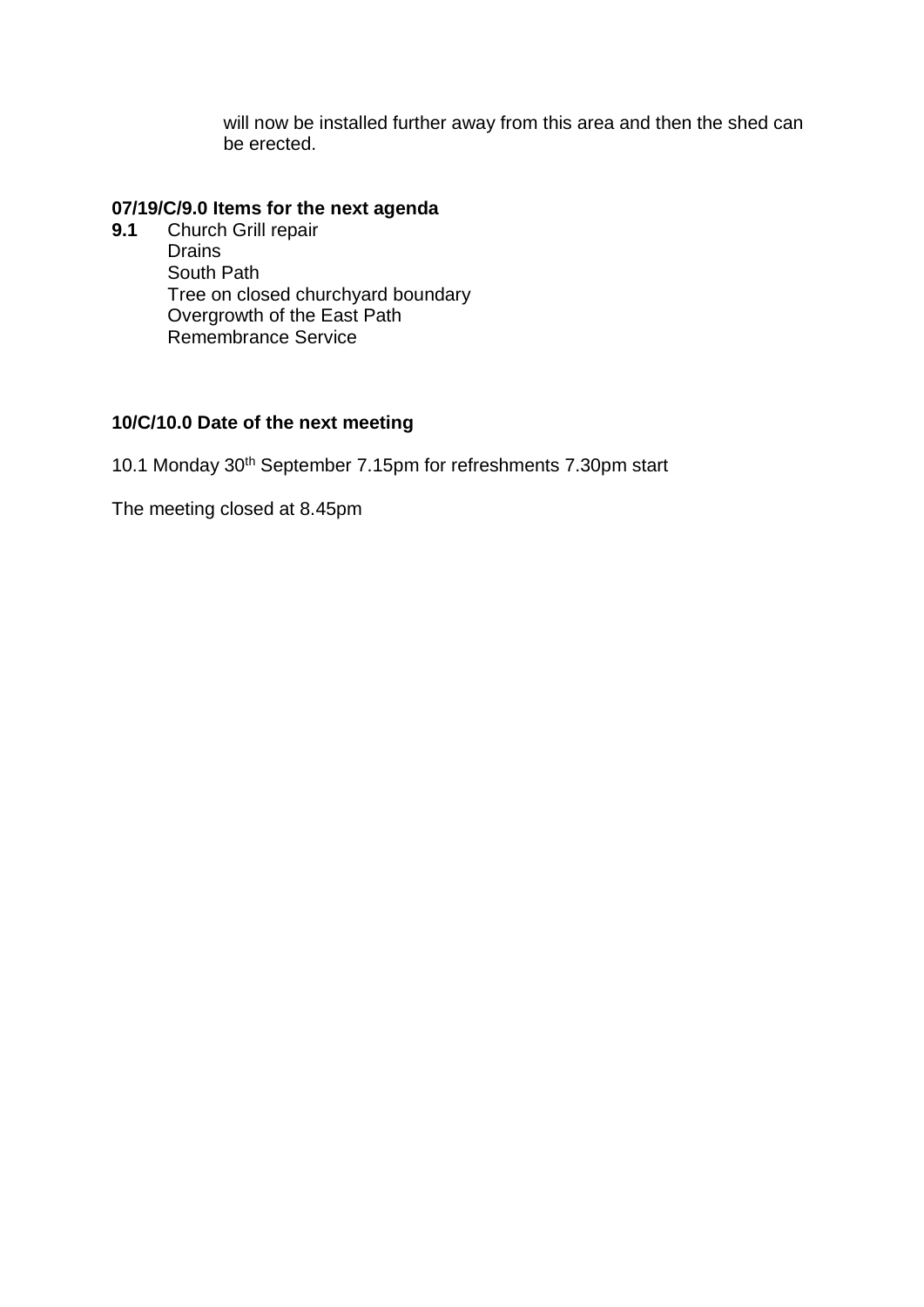will now be installed further away from this area and then the shed can be erected.

**07/19/C/9.0 Items for the next agenda**

**9.1** Church Grill repair
Drains
South Path
Tree on closed churchyard boundary
Overgrowth of the East Path
Remembrance Service

**10/C/10.0 Date of the next meeting**

10.1 Monday 30th September 7.15pm for refreshments 7.30pm start

The meeting closed at 8.45pm